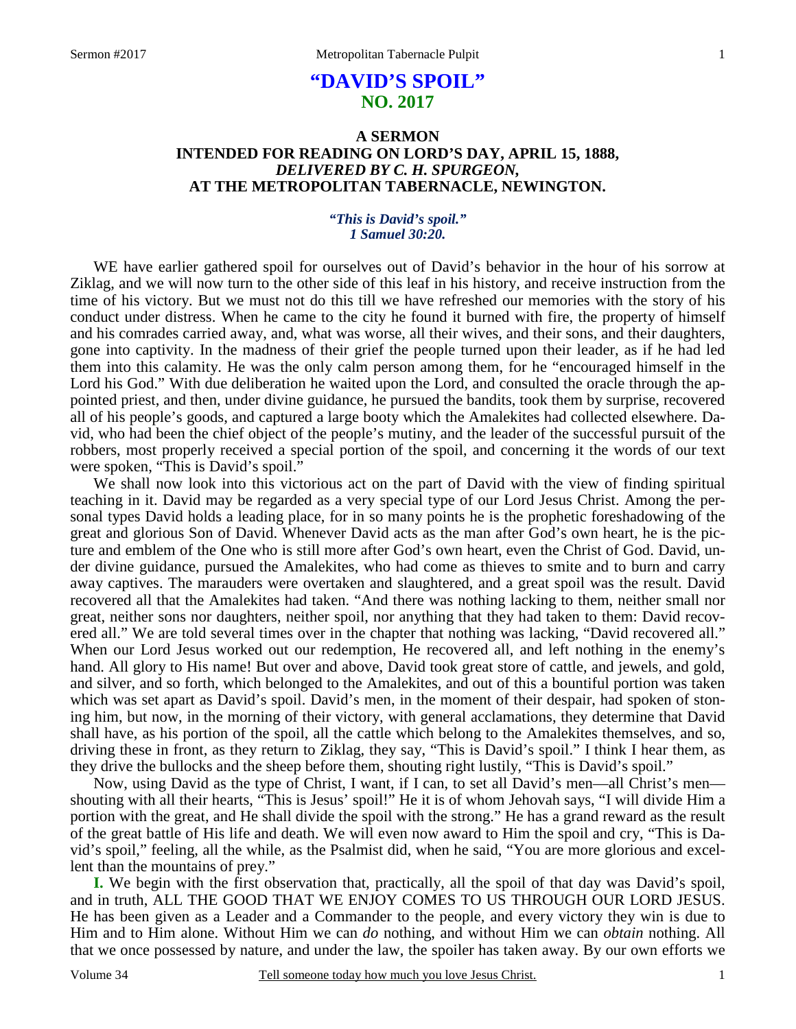# "DAVID'S SPOIL"
## NO. 2017

### A SERMON
### INTENDED FOR READING ON LORD'S DAY, APRIL 15, 1888,
### *DELIVERED BY C. H. SPURGEON,*
### AT THE METROPOLITAN TABERNACLE, NEWINGTON.

***"This is David's spoil." 1 Samuel 30:20.***

WE have earlier gathered spoil for ourselves out of David's behavior in the hour of his sorrow at Ziklag, and we will now turn to the other side of this leaf in his history, and receive instruction from the time of his victory. But we must not do this till we have refreshed our memories with the story of his conduct under distress. When he came to the city he found it burned with fire, the property of himself and his comrades carried away, and, what was worse, all their wives, and their sons, and their daughters, gone into captivity. In the madness of their grief the people turned upon their leader, as if he had led them into this calamity. He was the only calm person among them, for he "encouraged himself in the Lord his God." With due deliberation he waited upon the Lord, and consulted the oracle through the appointed priest, and then, under divine guidance, he pursued the bandits, took them by surprise, recovered all of his people's goods, and captured a large booty which the Amalekites had collected elsewhere. David, who had been the chief object of the people's mutiny, and the leader of the successful pursuit of the robbers, most properly received a special portion of the spoil, and concerning it the words of our text were spoken, "This is David's spoil."

We shall now look into this victorious act on the part of David with the view of finding spiritual teaching in it. David may be regarded as a very special type of our Lord Jesus Christ. Among the personal types David holds a leading place, for in so many points he is the prophetic foreshadowing of the great and glorious Son of David. Whenever David acts as the man after God's own heart, he is the picture and emblem of the One who is still more after God's own heart, even the Christ of God. David, under divine guidance, pursued the Amalekites, who had come as thieves to smite and to burn and carry away captives. The marauders were overtaken and slaughtered, and a great spoil was the result. David recovered all that the Amalekites had taken. "And there was nothing lacking to them, neither small nor great, neither sons nor daughters, neither spoil, nor anything that they had taken to them: David recovered all." We are told several times over in the chapter that nothing was lacking, "David recovered all." When our Lord Jesus worked out our redemption, He recovered all, and left nothing in the enemy's hand. All glory to His name! But over and above, David took great store of cattle, and jewels, and gold, and silver, and so forth, which belonged to the Amalekites, and out of this a bountiful portion was taken which was set apart as David's spoil. David's men, in the moment of their despair, had spoken of stoning him, but now, in the morning of their victory, with general acclamations, they determine that David shall have, as his portion of the spoil, all the cattle which belong to the Amalekites themselves, and so, driving these in front, as they return to Ziklag, they say, "This is David's spoil." I think I hear them, as they drive the bullocks and the sheep before them, shouting right lustily, "This is David's spoil."

Now, using David as the type of Christ, I want, if I can, to set all David's men—all Christ's men—shouting with all their hearts, "This is Jesus' spoil!" He it is of whom Jehovah says, "I will divide Him a portion with the great, and He shall divide the spoil with the strong." He has a grand reward as the result of the great battle of His life and death. We will even now award to Him the spoil and cry, "This is David's spoil," feeling, all the while, as the Psalmist did, when he said, "You are more glorious and excellent than the mountains of prey."

**I.** We begin with the first observation that, practically, all the spoil of that day was David's spoil, and in truth, ALL THE GOOD THAT WE ENJOY COMES TO US THROUGH OUR LORD JESUS. He has been given as a Leader and a Commander to the people, and every victory they win is due to Him and to Him alone. Without Him we can *do* nothing, and without Him we can *obtain* nothing. All that we once possessed by nature, and under the law, the spoiler has taken away. By our own efforts we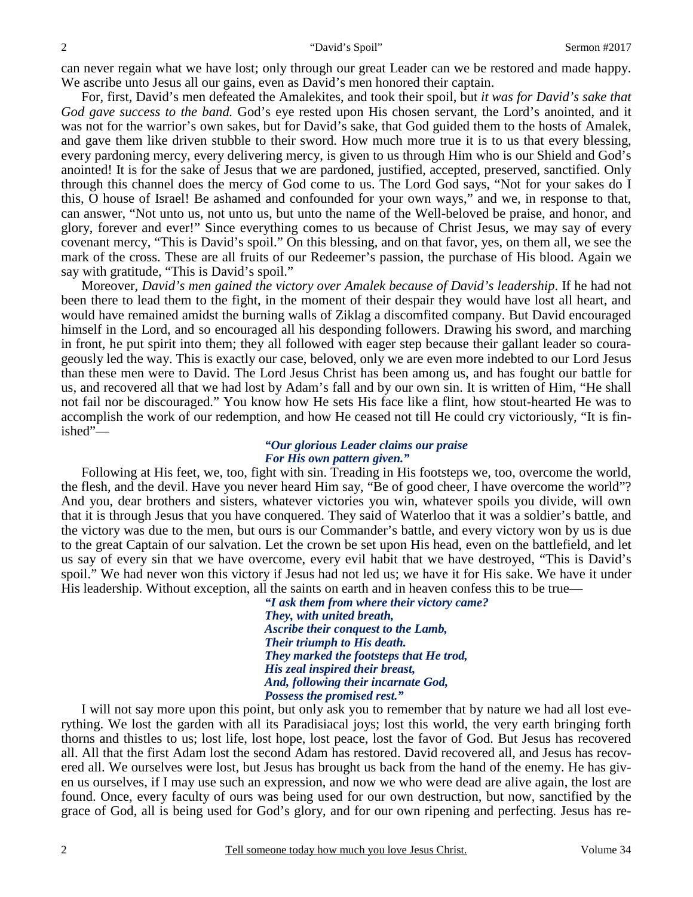can never regain what we have lost; only through our great Leader can we be restored and made happy. We ascribe unto Jesus all our gains, even as David's men honored their captain.

For, first, David's men defeated the Amalekites, and took their spoil, but *it was for David's sake that God gave success to the band.* God's eye rested upon His chosen servant, the Lord's anointed, and it was not for the warrior's own sakes, but for David's sake, that God guided them to the hosts of Amalek, and gave them like driven stubble to their sword. How much more true it is to us that every blessing, every pardoning mercy, every delivering mercy, is given to us through Him who is our Shield and God's anointed! It is for the sake of Jesus that we are pardoned, justified, accepted, preserved, sanctified. Only through this channel does the mercy of God come to us. The Lord God says, "Not for your sakes do I this, O house of Israel! Be ashamed and confounded for your own ways," and we, in response to that, can answer, "Not unto us, not unto us, but unto the name of the Well-beloved be praise, and honor, and glory, forever and ever!" Since everything comes to us because of Christ Jesus, we may say of every covenant mercy, "This is David's spoil." On this blessing, and on that favor, yes, on them all, we see the mark of the cross. These are all fruits of our Redeemer's passion, the purchase of His blood. Again we say with gratitude, "This is David's spoil."

Moreover, *David's men gained the victory over Amalek because of David's leadership*. If he had not been there to lead them to the fight, in the moment of their despair they would have lost all heart, and would have remained amidst the burning walls of Ziklag a discomfited company. But David encouraged himself in the Lord, and so encouraged all his desponding followers. Drawing his sword, and marching in front, he put spirit into them; they all followed with eager step because their gallant leader so courageously led the way. This is exactly our case, beloved, only we are even more indebted to our Lord Jesus than these men were to David. The Lord Jesus Christ has been among us, and has fought our battle for us, and recovered all that we had lost by Adam's fall and by our own sin. It is written of Him, "He shall not fail nor be discouraged." You know how He sets His face like a flint, how stout-hearted He was to accomplish the work of our redemption, and how He ceased not till He could cry victoriously, "It is finished"—

> ***"Our glorious Leader claims our praise***
> ***For His own pattern given."***

Following at His feet, we, too, fight with sin. Treading in His footsteps we, too, overcome the world, the flesh, and the devil. Have you never heard Him say, "Be of good cheer, I have overcome the world"? And you, dear brothers and sisters, whatever victories you win, whatever spoils you divide, will own that it is through Jesus that you have conquered. They said of Waterloo that it was a soldier's battle, and the victory was due to the men, but ours is our Commander's battle, and every victory won by us is due to the great Captain of our salvation. Let the crown be set upon His head, even on the battlefield, and let us say of every sin that we have overcome, every evil habit that we have destroyed, "This is David's spoil." We had never won this victory if Jesus had not led us; we have it for His sake. We have it under His leadership. Without exception, all the saints on earth and in heaven confess this to be true—

> ***"I ask them from where their victory came?***
> ***They, with united breath,***
> ***Ascribe their conquest to the Lamb,***
> ***Their triumph to His death.***
> ***They marked the footsteps that He trod,***
> ***His zeal inspired their breast,***
> ***And, following their incarnate God,***
> ***Possess the promised rest."***

I will not say more upon this point, but only ask you to remember that by nature we had all lost everything. We lost the garden with all its Paradisiacal joys; lost this world, the very earth bringing forth thorns and thistles to us; lost life, lost hope, lost peace, lost the favor of God. But Jesus has recovered all. All that the first Adam lost the second Adam has restored. David recovered all, and Jesus has recovered all. We ourselves were lost, but Jesus has brought us back from the hand of the enemy. He has given us ourselves, if I may use such an expression, and now we who were dead are alive again, the lost are found. Once, every faculty of ours was being used for our own destruction, but now, sanctified by the grace of God, all is being used for God's glory, and for our own ripening and perfecting. Jesus has re-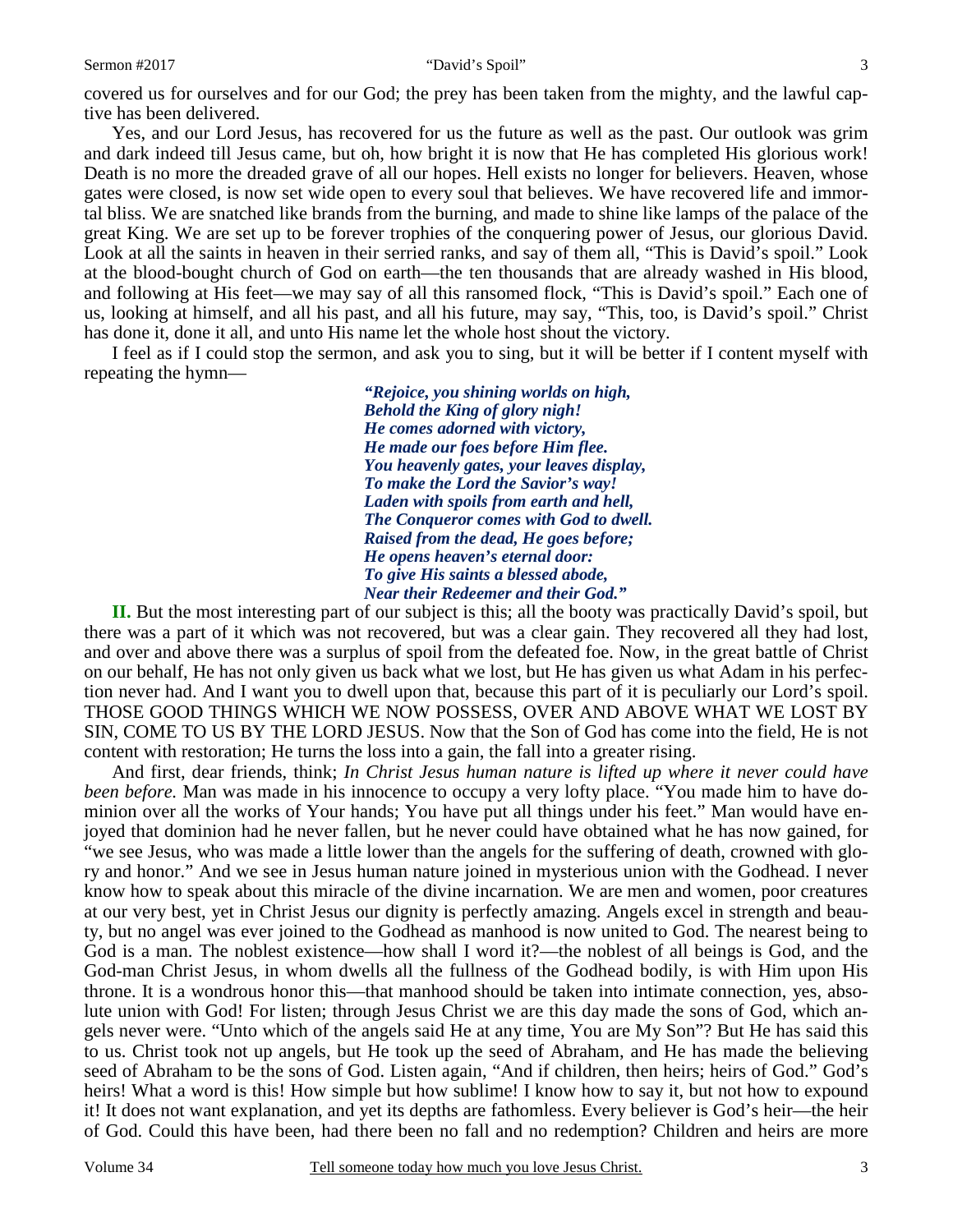covered us for ourselves and for our God; the prey has been taken from the mighty, and the lawful captive has been delivered.

Yes, and our Lord Jesus, has recovered for us the future as well as the past. Our outlook was grim and dark indeed till Jesus came, but oh, how bright it is now that He has completed His glorious work! Death is no more the dreaded grave of all our hopes. Hell exists no longer for believers. Heaven, whose gates were closed, is now set wide open to every soul that believes. We have recovered life and immortal bliss. We are snatched like brands from the burning, and made to shine like lamps of the palace of the great King. We are set up to be forever trophies of the conquering power of Jesus, our glorious David. Look at all the saints in heaven in their serried ranks, and say of them all, "This is David's spoil." Look at the blood-bought church of God on earth—the ten thousands that are already washed in His blood, and following at His feet—we may say of all this ransomed flock, "This is David's spoil." Each one of us, looking at himself, and all his past, and all his future, may say, "This, too, is David's spoil." Christ has done it, done it all, and unto His name let the whole host shout the victory.

I feel as if I could stop the sermon, and ask you to sing, but it will be better if I content myself with repeating the hymn—

> ***"Rejoice, you shining worlds on high,***
> ***Behold the King of glory nigh!***
> ***He comes adorned with victory,***
> ***He made our foes before Him flee.***
> ***You heavenly gates, your leaves display,***
> ***To make the Lord the Savior's way!***
> ***Laden with spoils from earth and hell,***
> ***The Conqueror comes with God to dwell.***
> ***Raised from the dead, He goes before;***
> ***He opens heaven's eternal door:***
> ***To give His saints a blessed abode,***
> ***Near their Redeemer and their God."***

**II.** But the most interesting part of our subject is this; all the booty was practically David's spoil, but there was a part of it which was not recovered, but was a clear gain. They recovered all they had lost, and over and above there was a surplus of spoil from the defeated foe. Now, in the great battle of Christ on our behalf, He has not only given us back what we lost, but He has given us what Adam in his perfection never had. And I want you to dwell upon that, because this part of it is peculiarly our Lord's spoil. THOSE GOOD THINGS WHICH WE NOW POSSESS, OVER AND ABOVE WHAT WE LOST BY SIN, COME TO US BY THE LORD JESUS. Now that the Son of God has come into the field, He is not content with restoration; He turns the loss into a gain, the fall into a greater rising.

And first, dear friends, think; *In Christ Jesus human nature is lifted up where it never could have been before.* Man was made in his innocence to occupy a very lofty place. "You made him to have dominion over all the works of Your hands; You have put all things under his feet." Man would have enjoyed that dominion had he never fallen, but he never could have obtained what he has now gained, for "we see Jesus, who was made a little lower than the angels for the suffering of death, crowned with glory and honor." And we see in Jesus human nature joined in mysterious union with the Godhead. I never know how to speak about this miracle of the divine incarnation. We are men and women, poor creatures at our very best, yet in Christ Jesus our dignity is perfectly amazing. Angels excel in strength and beauty, but no angel was ever joined to the Godhead as manhood is now united to God. The nearest being to God is a man. The noblest existence—how shall I word it?—the noblest of all beings is God, and the God-man Christ Jesus, in whom dwells all the fullness of the Godhead bodily, is with Him upon His throne. It is a wondrous honor this—that manhood should be taken into intimate connection, yes, absolute union with God! For listen; through Jesus Christ we are this day made the sons of God, which angels never were. "Unto which of the angels said He at any time, You are My Son"? But He has said this to us. Christ took not up angels, but He took up the seed of Abraham, and He has made the believing seed of Abraham to be the sons of God. Listen again, "And if children, then heirs; heirs of God." God's heirs! What a word is this! How simple but how sublime! I know how to say it, but not how to expound it! It does not want explanation, and yet its depths are fathomless. Every believer is God's heir—the heir of God. Could this have been, had there been no fall and no redemption? Children and heirs are more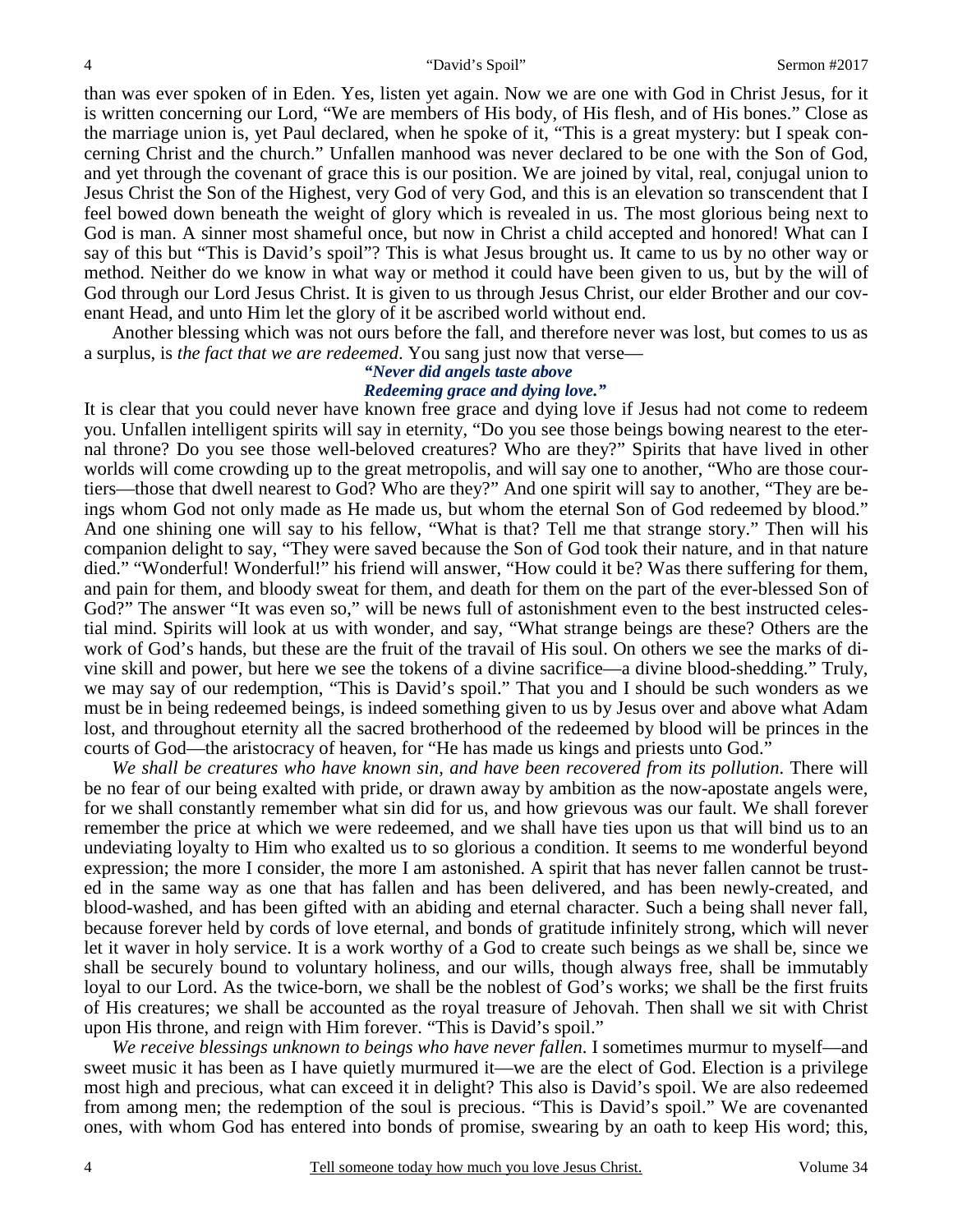than was ever spoken of in Eden. Yes, listen yet again. Now we are one with God in Christ Jesus, for it is written concerning our Lord, "We are members of His body, of His flesh, and of His bones." Close as the marriage union is, yet Paul declared, when he spoke of it, "This is a great mystery: but I speak concerning Christ and the church." Unfallen manhood was never declared to be one with the Son of God, and yet through the covenant of grace this is our position. We are joined by vital, real, conjugal union to Jesus Christ the Son of the Highest, very God of very God, and this is an elevation so transcendent that I feel bowed down beneath the weight of glory which is revealed in us. The most glorious being next to God is man. A sinner most shameful once, but now in Christ a child accepted and honored! What can I say of this but "This is David's spoil"? This is what Jesus brought us. It came to us by no other way or method. Neither do we know in what way or method it could have been given to us, but by the will of God through our Lord Jesus Christ. It is given to us through Jesus Christ, our elder Brother and our covenant Head, and unto Him let the glory of it be ascribed world without end.

Another blessing which was not ours before the fall, and therefore never was lost, but comes to us as a surplus, is *the fact that we are redeemed*. You sang just now that verse—

> ***"Never did angels taste above***
> ***Redeeming grace and dying love."***

It is clear that you could never have known free grace and dying love if Jesus had not come to redeem you. Unfallen intelligent spirits will say in eternity, "Do you see those beings bowing nearest to the eternal throne? Do you see those well-beloved creatures? Who are they?" Spirits that have lived in other worlds will come crowding up to the great metropolis, and will say one to another, "Who are those courtiers—those that dwell nearest to God? Who are they?" And one spirit will say to another, "They are beings whom God not only made as He made us, but whom the eternal Son of God redeemed by blood." And one shining one will say to his fellow, "What is that? Tell me that strange story." Then will his companion delight to say, "They were saved because the Son of God took their nature, and in that nature died." "Wonderful! Wonderful!" his friend will answer, "How could it be? Was there suffering for them, and pain for them, and bloody sweat for them, and death for them on the part of the ever-blessed Son of God?" The answer "It was even so," will be news full of astonishment even to the best instructed celestial mind. Spirits will look at us with wonder, and say, "What strange beings are these? Others are the work of God's hands, but these are the fruit of the travail of His soul. On others we see the marks of divine skill and power, but here we see the tokens of a divine sacrifice—a divine blood-shedding." Truly, we may say of our redemption, "This is David's spoil." That you and I should be such wonders as we must be in being redeemed beings, is indeed something given to us by Jesus over and above what Adam lost, and throughout eternity all the sacred brotherhood of the redeemed by blood will be princes in the courts of God—the aristocracy of heaven, for "He has made us kings and priests unto God."

*We shall be creatures who have known sin, and have been recovered from its pollution*. There will be no fear of our being exalted with pride, or drawn away by ambition as the now-apostate angels were, for we shall constantly remember what sin did for us, and how grievous was our fault. We shall forever remember the price at which we were redeemed, and we shall have ties upon us that will bind us to an undeviating loyalty to Him who exalted us to so glorious a condition. It seems to me wonderful beyond expression; the more I consider, the more I am astonished. A spirit that has never fallen cannot be trusted in the same way as one that has fallen and has been delivered, and has been newly-created, and blood-washed, and has been gifted with an abiding and eternal character. Such a being shall never fall, because forever held by cords of love eternal, and bonds of gratitude infinitely strong, which will never let it waver in holy service. It is a work worthy of a God to create such beings as we shall be, since we shall be securely bound to voluntary holiness, and our wills, though always free, shall be immutably loyal to our Lord. As the twice-born, we shall be the noblest of God's works; we shall be the first fruits of His creatures; we shall be accounted as the royal treasure of Jehovah. Then shall we sit with Christ upon His throne, and reign with Him forever. "This is David's spoil."

*We receive blessings unknown to beings who have never fallen*. I sometimes murmur to myself—and sweet music it has been as I have quietly murmured it—we are the elect of God. Election is a privilege most high and precious, what can exceed it in delight? This also is David's spoil. We are also redeemed from among men; the redemption of the soul is precious. "This is David's spoil." We are covenanted ones, with whom God has entered into bonds of promise, swearing by an oath to keep His word; this,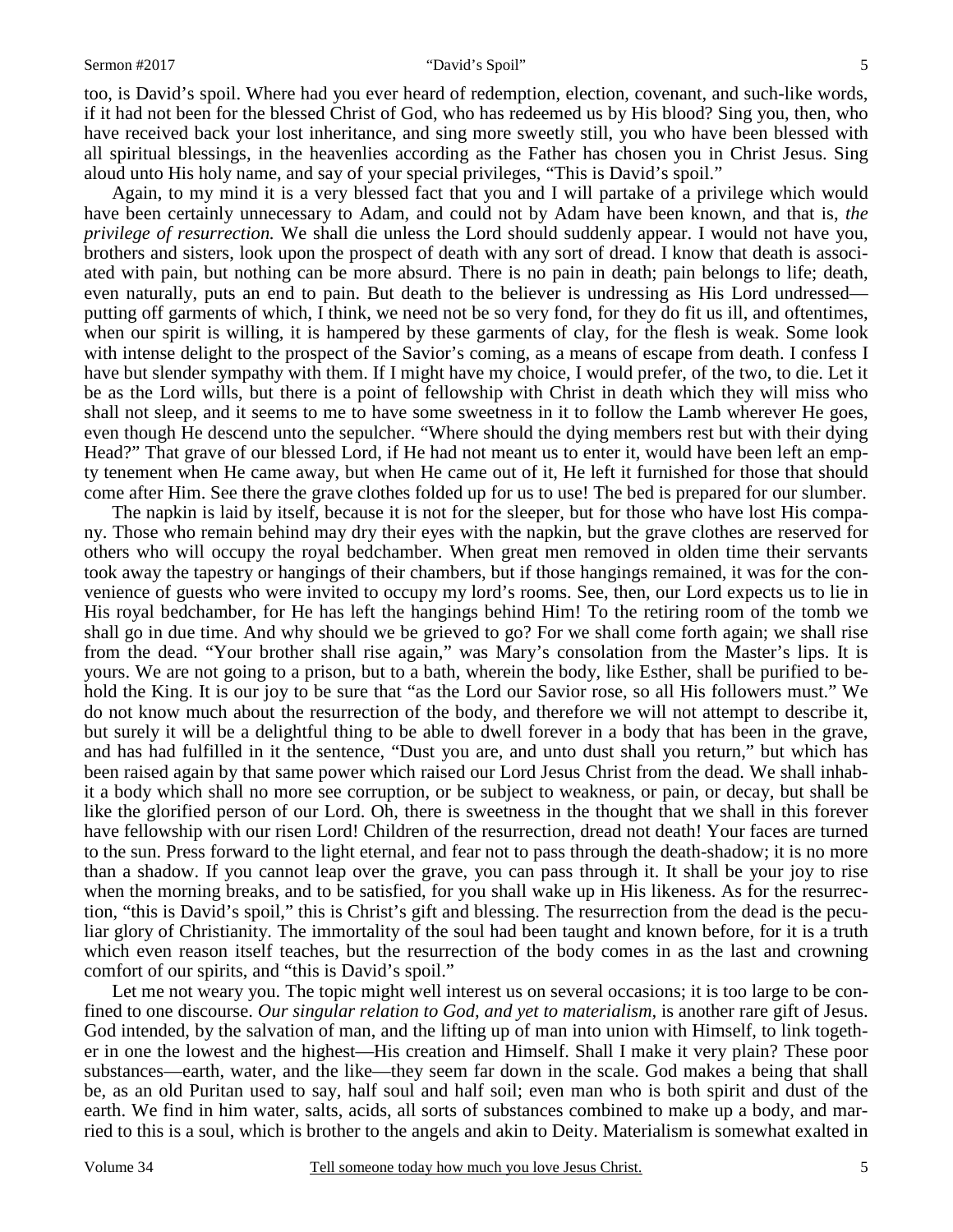too, is David's spoil. Where had you ever heard of redemption, election, covenant, and such-like words, if it had not been for the blessed Christ of God, who has redeemed us by His blood? Sing you, then, who have received back your lost inheritance, and sing more sweetly still, you who have been blessed with all spiritual blessings, in the heavenlies according as the Father has chosen you in Christ Jesus. Sing aloud unto His holy name, and say of your special privileges, "This is David's spoil."

Again, to my mind it is a very blessed fact that you and I will partake of a privilege which would have been certainly unnecessary to Adam, and could not by Adam have been known, and that is, *the privilege of resurrection.* We shall die unless the Lord should suddenly appear. I would not have you, brothers and sisters, look upon the prospect of death with any sort of dread. I know that death is associated with pain, but nothing can be more absurd. There is no pain in death; pain belongs to life; death, even naturally, puts an end to pain. But death to the believer is undressing as His Lord undressed—putting off garments of which, I think, we need not be so very fond, for they do fit us ill, and oftentimes, when our spirit is willing, it is hampered by these garments of clay, for the flesh is weak. Some look with intense delight to the prospect of the Savior's coming, as a means of escape from death. I confess I have but slender sympathy with them. If I might have my choice, I would prefer, of the two, to die. Let it be as the Lord wills, but there is a point of fellowship with Christ in death which they will miss who shall not sleep, and it seems to me to have some sweetness in it to follow the Lamb wherever He goes, even though He descend unto the sepulcher. "Where should the dying members rest but with their dying Head?" That grave of our blessed Lord, if He had not meant us to enter it, would have been left an empty tenement when He came away, but when He came out of it, He left it furnished for those that should come after Him. See there the grave clothes folded up for us to use! The bed is prepared for our slumber.

The napkin is laid by itself, because it is not for the sleeper, but for those who have lost His company. Those who remain behind may dry their eyes with the napkin, but the grave clothes are reserved for others who will occupy the royal bedchamber. When great men removed in olden time their servants took away the tapestry or hangings of their chambers, but if those hangings remained, it was for the convenience of guests who were invited to occupy my lord's rooms. See, then, our Lord expects us to lie in His royal bedchamber, for He has left the hangings behind Him! To the retiring room of the tomb we shall go in due time. And why should we be grieved to go? For we shall come forth again; we shall rise from the dead. "Your brother shall rise again," was Mary's consolation from the Master's lips. It is yours. We are not going to a prison, but to a bath, wherein the body, like Esther, shall be purified to behold the King. It is our joy to be sure that "as the Lord our Savior rose, so all His followers must." We do not know much about the resurrection of the body, and therefore we will not attempt to describe it, but surely it will be a delightful thing to be able to dwell forever in a body that has been in the grave, and has had fulfilled in it the sentence, "Dust you are, and unto dust shall you return," but which has been raised again by that same power which raised our Lord Jesus Christ from the dead. We shall inhabit a body which shall no more see corruption, or be subject to weakness, or pain, or decay, but shall be like the glorified person of our Lord. Oh, there is sweetness in the thought that we shall in this forever have fellowship with our risen Lord! Children of the resurrection, dread not death! Your faces are turned to the sun. Press forward to the light eternal, and fear not to pass through the death-shadow; it is no more than a shadow. If you cannot leap over the grave, you can pass through it. It shall be your joy to rise when the morning breaks, and to be satisfied, for you shall wake up in His likeness. As for the resurrection, "this is David's spoil," this is Christ's gift and blessing. The resurrection from the dead is the peculiar glory of Christianity. The immortality of the soul had been taught and known before, for it is a truth which even reason itself teaches, but the resurrection of the body comes in as the last and crowning comfort of our spirits, and "this is David's spoil."

Let me not weary you. The topic might well interest us on several occasions; it is too large to be confined to one discourse. *Our singular relation to God, and yet to materialism,* is another rare gift of Jesus. God intended, by the salvation of man, and the lifting up of man into union with Himself, to link together in one the lowest and the highest—His creation and Himself. Shall I make it very plain? These poor substances—earth, water, and the like—they seem far down in the scale. God makes a being that shall be, as an old Puritan used to say, half soul and half soil; even man who is both spirit and dust of the earth. We find in him water, salts, acids, all sorts of substances combined to make up a body, and married to this is a soul, which is brother to the angels and akin to Deity. Materialism is somewhat exalted in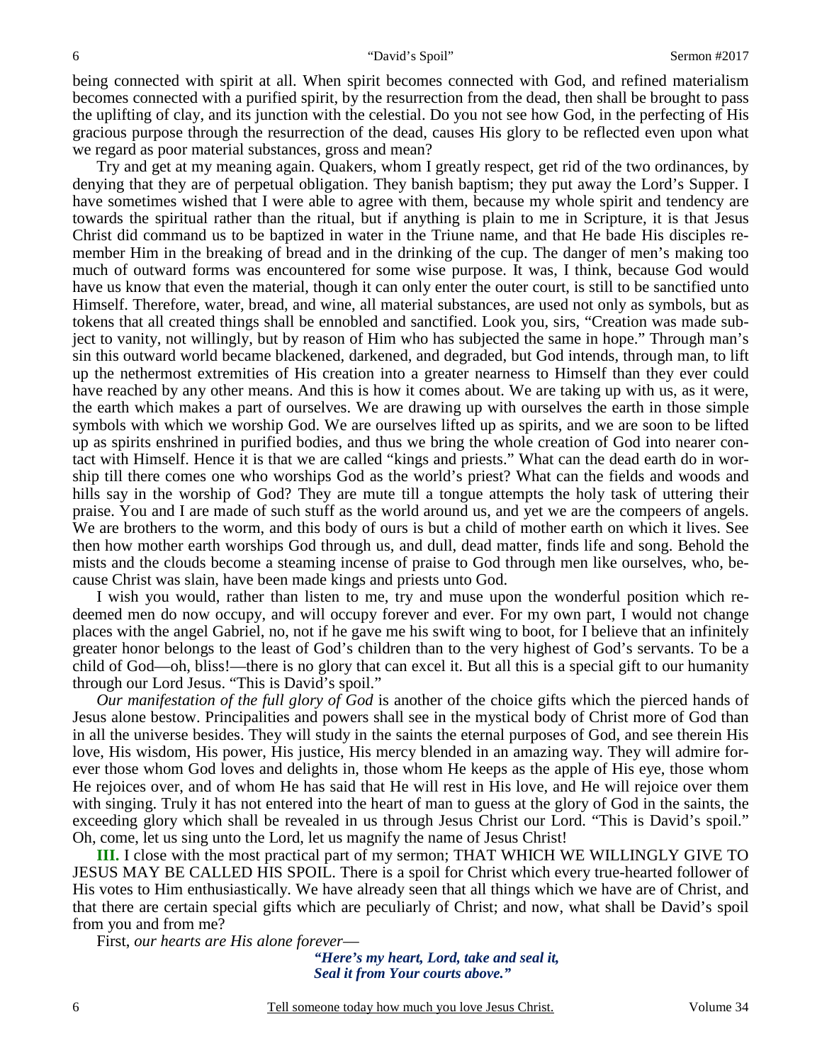being connected with spirit at all. When spirit becomes connected with God, and refined materialism becomes connected with a purified spirit, by the resurrection from the dead, then shall be brought to pass the uplifting of clay, and its junction with the celestial. Do you not see how God, in the perfecting of His gracious purpose through the resurrection of the dead, causes His glory to be reflected even upon what we regard as poor material substances, gross and mean?

Try and get at my meaning again. Quakers, whom I greatly respect, get rid of the two ordinances, by denying that they are of perpetual obligation. They banish baptism; they put away the Lord's Supper. I have sometimes wished that I were able to agree with them, because my whole spirit and tendency are towards the spiritual rather than the ritual, but if anything is plain to me in Scripture, it is that Jesus Christ did command us to be baptized in water in the Triune name, and that He bade His disciples remember Him in the breaking of bread and in the drinking of the cup. The danger of men's making too much of outward forms was encountered for some wise purpose. It was, I think, because God would have us know that even the material, though it can only enter the outer court, is still to be sanctified unto Himself. Therefore, water, bread, and wine, all material substances, are used not only as symbols, but as tokens that all created things shall be ennobled and sanctified. Look you, sirs, "Creation was made subject to vanity, not willingly, but by reason of Him who has subjected the same in hope." Through man's sin this outward world became blackened, darkened, and degraded, but God intends, through man, to lift up the nethermost extremities of His creation into a greater nearness to Himself than they ever could have reached by any other means. And this is how it comes about. We are taking up with us, as it were, the earth which makes a part of ourselves. We are drawing up with ourselves the earth in those simple symbols with which we worship God. We are ourselves lifted up as spirits, and we are soon to be lifted up as spirits enshrined in purified bodies, and thus we bring the whole creation of God into nearer contact with Himself. Hence it is that we are called "kings and priests." What can the dead earth do in worship till there comes one who worships God as the world's priest? What can the fields and woods and hills say in the worship of God? They are mute till a tongue attempts the holy task of uttering their praise. You and I are made of such stuff as the world around us, and yet we are the compeers of angels. We are brothers to the worm, and this body of ours is but a child of mother earth on which it lives. See then how mother earth worships God through us, and dull, dead matter, finds life and song. Behold the mists and the clouds become a steaming incense of praise to God through men like ourselves, who, because Christ was slain, have been made kings and priests unto God.

I wish you would, rather than listen to me, try and muse upon the wonderful position which redeemed men do now occupy, and will occupy forever and ever. For my own part, I would not change places with the angel Gabriel, no, not if he gave me his swift wing to boot, for I believe that an infinitely greater honor belongs to the least of God's children than to the very highest of God's servants. To be a child of God—oh, bliss!—there is no glory that can excel it. But all this is a special gift to our humanity through our Lord Jesus. "This is David's spoil."

*Our manifestation of the full glory of God* is another of the choice gifts which the pierced hands of Jesus alone bestow. Principalities and powers shall see in the mystical body of Christ more of God than in all the universe besides. They will study in the saints the eternal purposes of God, and see therein His love, His wisdom, His power, His justice, His mercy blended in an amazing way. They will admire forever those whom God loves and delights in, those whom He keeps as the apple of His eye, those whom He rejoices over, and of whom He has said that He will rest in His love, and He will rejoice over them with singing. Truly it has not entered into the heart of man to guess at the glory of God in the saints, the exceeding glory which shall be revealed in us through Jesus Christ our Lord. "This is David's spoil." Oh, come, let us sing unto the Lord, let us magnify the name of Jesus Christ!

**III.** I close with the most practical part of my sermon; THAT WHICH WE WILLINGLY GIVE TO JESUS MAY BE CALLED HIS SPOIL. There is a spoil for Christ which every true-hearted follower of His votes to Him enthusiastically. We have already seen that all things which we have are of Christ, and that there are certain special gifts which are peculiarly of Christ; and now, what shall be David's spoil from you and from me?

First, *our hearts are His alone forever*—

> ***"Here's my heart, Lord, take and seal it,***
> ***Seal it from Your courts above."***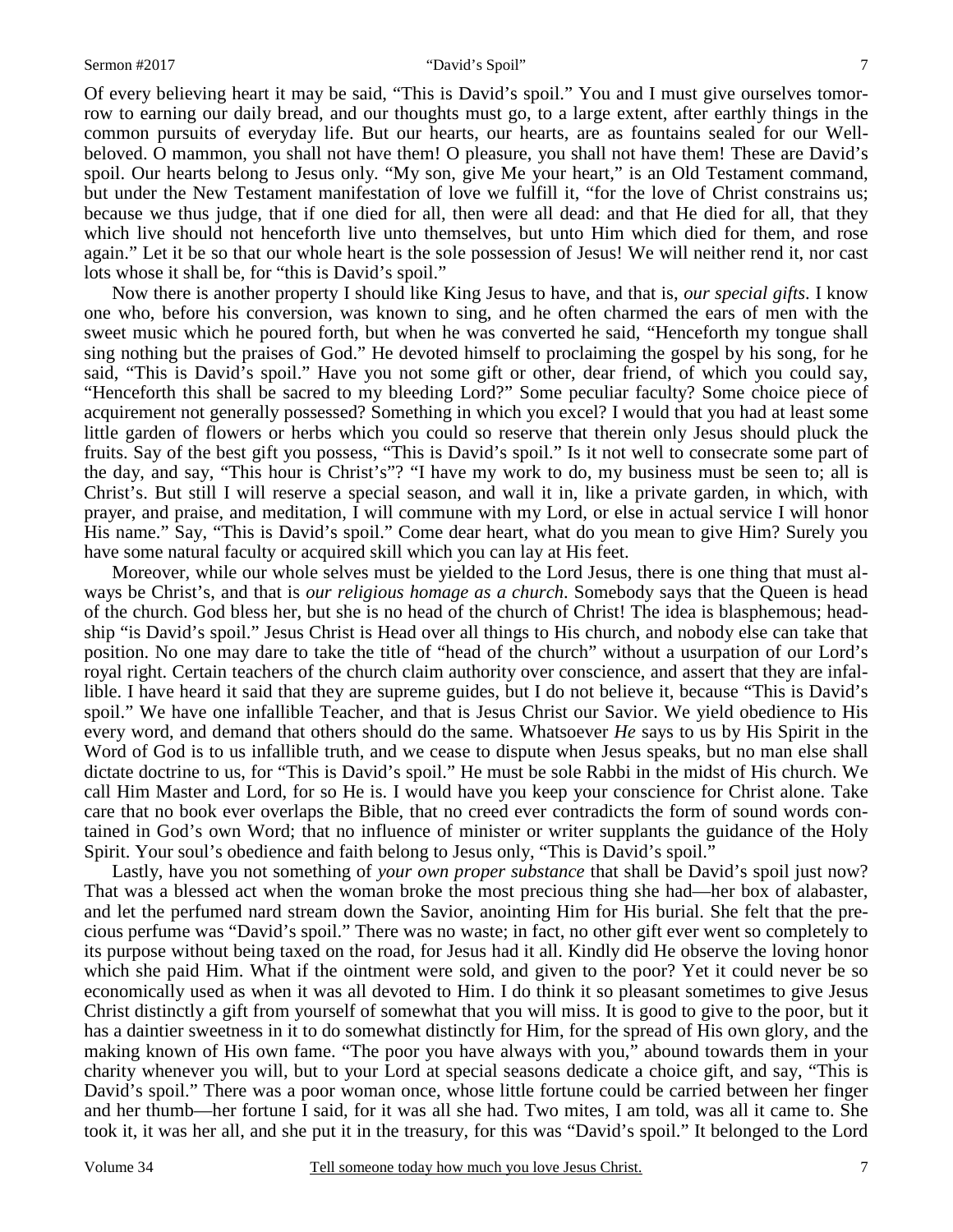Of every believing heart it may be said, "This is David's spoil." You and I must give ourselves tomorrow to earning our daily bread, and our thoughts must go, to a large extent, after earthly things in the common pursuits of everyday life. But our hearts, our hearts, are as fountains sealed for our Well-beloved. O mammon, you shall not have them! O pleasure, you shall not have them! These are David's spoil. Our hearts belong to Jesus only. "My son, give Me your heart," is an Old Testament command, but under the New Testament manifestation of love we fulfill it, "for the love of Christ constrains us; because we thus judge, that if one died for all, then were all dead: and that He died for all, that they which live should not henceforth live unto themselves, but unto Him which died for them, and rose again." Let it be so that our whole heart is the sole possession of Jesus! We will neither rend it, nor cast lots whose it shall be, for "this is David's spoil."

Now there is another property I should like King Jesus to have, and that is, *our special gifts*. I know one who, before his conversion, was known to sing, and he often charmed the ears of men with the sweet music which he poured forth, but when he was converted he said, "Henceforth my tongue shall sing nothing but the praises of God." He devoted himself to proclaiming the gospel by his song, for he said, "This is David's spoil." Have you not some gift or other, dear friend, of which you could say, "Henceforth this shall be sacred to my bleeding Lord?" Some peculiar faculty? Some choice piece of acquirement not generally possessed? Something in which you excel? I would that you had at least some little garden of flowers or herbs which you could so reserve that therein only Jesus should pluck the fruits. Say of the best gift you possess, "This is David's spoil." Is it not well to consecrate some part of the day, and say, "This hour is Christ's"? "I have my work to do, my business must be seen to; all is Christ's. But still I will reserve a special season, and wall it in, like a private garden, in which, with prayer, and praise, and meditation, I will commune with my Lord, or else in actual service I will honor His name." Say, "This is David's spoil." Come dear heart, what do you mean to give Him? Surely you have some natural faculty or acquired skill which you can lay at His feet.

Moreover, while our whole selves must be yielded to the Lord Jesus, there is one thing that must always be Christ's, and that is *our religious homage as a church*. Somebody says that the Queen is head of the church. God bless her, but she is no head of the church of Christ! The idea is blasphemous; headship "is David's spoil." Jesus Christ is Head over all things to His church, and nobody else can take that position. No one may dare to take the title of "head of the church" without a usurpation of our Lord's royal right. Certain teachers of the church claim authority over conscience, and assert that they are infallible. I have heard it said that they are supreme guides, but I do not believe it, because "This is David's spoil." We have one infallible Teacher, and that is Jesus Christ our Savior. We yield obedience to His every word, and demand that others should do the same. Whatsoever *He* says to us by His Spirit in the Word of God is to us infallible truth, and we cease to dispute when Jesus speaks, but no man else shall dictate doctrine to us, for "This is David's spoil." He must be sole Rabbi in the midst of His church. We call Him Master and Lord, for so He is. I would have you keep your conscience for Christ alone. Take care that no book ever overlaps the Bible, that no creed ever contradicts the form of sound words contained in God's own Word; that no influence of minister or writer supplants the guidance of the Holy Spirit. Your soul's obedience and faith belong to Jesus only, "This is David's spoil."

Lastly, have you not something of *your own proper substance* that shall be David's spoil just now? That was a blessed act when the woman broke the most precious thing she had—her box of alabaster, and let the perfumed nard stream down the Savior, anointing Him for His burial. She felt that the precious perfume was "David's spoil." There was no waste; in fact, no other gift ever went so completely to its purpose without being taxed on the road, for Jesus had it all. Kindly did He observe the loving honor which she paid Him. What if the ointment were sold, and given to the poor? Yet it could never be so economically used as when it was all devoted to Him. I do think it so pleasant sometimes to give Jesus Christ distinctly a gift from yourself of somewhat that you will miss. It is good to give to the poor, but it has a daintier sweetness in it to do somewhat distinctly for Him, for the spread of His own glory, and the making known of His own fame. "The poor you have always with you," abound towards them in your charity whenever you will, but to your Lord at special seasons dedicate a choice gift, and say, "This is David's spoil." There was a poor woman once, whose little fortune could be carried between her finger and her thumb—her fortune I said, for it was all she had. Two mites, I am told, was all it came to. She took it, it was her all, and she put it in the treasury, for this was "David's spoil." It belonged to the Lord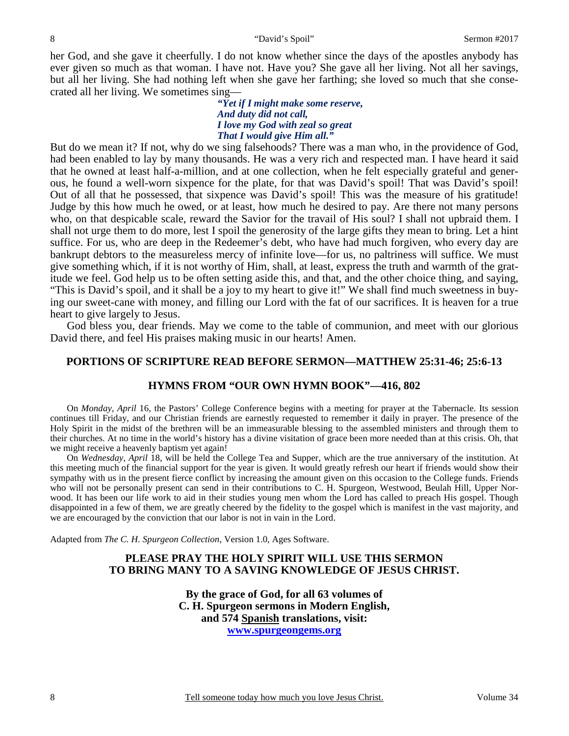her God, and she gave it cheerfully. I do not know whether since the days of the apostles anybody has ever given so much as that woman. I have not. Have you? She gave all her living. Not all her savings, but all her living. She had nothing left when she gave her farthing; she loved so much that she consecrated all her living. We sometimes sing—

> ***"Yet if I might make some reserve,***
> ***And duty did not call,***
> ***I love my God with zeal so great***
> ***That I would give Him all."***

But do we mean it? If not, why do we sing falsehoods? There was a man who, in the providence of God, had been enabled to lay by many thousands. He was a very rich and respected man. I have heard it said that he owned at least half-a-million, and at one collection, when he felt especially grateful and generous, he found a well-worn sixpence for the plate, for that was David's spoil! That was David's spoil! Out of all that he possessed, that sixpence was David's spoil! This was the measure of his gratitude! Judge by this how much he owed, or at least, how much he desired to pay. Are there not many persons who, on that despicable scale, reward the Savior for the travail of His soul? I shall not upbraid them. I shall not urge them to do more, lest I spoil the generosity of the large gifts they mean to bring. Let a hint suffice. For us, who are deep in the Redeemer's debt, who have had much forgiven, who every day are bankrupt debtors to the measureless mercy of infinite love—for us, no paltriness will suffice. We must give something which, if it is not worthy of Him, shall, at least, express the truth and warmth of the gratitude we feel. God help us to be often setting aside this, and that, and the other choice thing, and saying, "This is David's spoil, and it shall be a joy to my heart to give it!" We shall find much sweetness in buying our sweet-cane with money, and filling our Lord with the fat of our sacrifices. It is heaven for a true heart to give largely to Jesus.

God bless you, dear friends. May we come to the table of communion, and meet with our glorious David there, and feel His praises making music in our hearts! Amen.

### PORTIONS OF SCRIPTURE READ BEFORE SERMON—MATTHEW 25:31-46; 25:6-13

### HYMNS FROM "OUR OWN HYMN BOOK"—416, 802

On *Monday, April* 16, the Pastors' College Conference begins with a meeting for prayer at the Tabernacle. Its session continues till Friday, and our Christian friends are earnestly requested to remember it daily in prayer. The presence of the Holy Spirit in the midst of the brethren will be an immeasurable blessing to the assembled ministers and through them to their churches. At no time in the world's history has a divine visitation of grace been more needed than at this crisis. Oh, that we might receive a heavenly baptism yet again!

On *Wednesday, April* 18, will be held the College Tea and Supper, which are the true anniversary of the institution. At this meeting much of the financial support for the year is given. It would greatly refresh our heart if friends would show their sympathy with us in the present fierce conflict by increasing the amount given on this occasion to the College funds. Friends who will not be personally present can send in their contributions to C. H. Spurgeon, Westwood, Beulah Hill, Upper Norwood. It has been our life work to aid in their studies young men whom the Lord has called to preach His gospel. Though disappointed in a few of them, we are greatly cheered by the fidelity to the gospel which is manifest in the vast majority, and we are encouraged by the conviction that our labor is not in vain in the Lord.

Adapted from *The C. H. Spurgeon Collection*, Version 1.0, Ages Software.

**PLEASE PRAY THE HOLY SPIRIT WILL USE THIS SERMON TO BRING MANY TO A SAVING KNOWLEDGE OF JESUS CHRIST.**

**By the grace of God, for all 63 volumes of C. H. Spurgeon sermons in Modern English, and 574 Spanish translations, visit: www.spurgeongems.org**